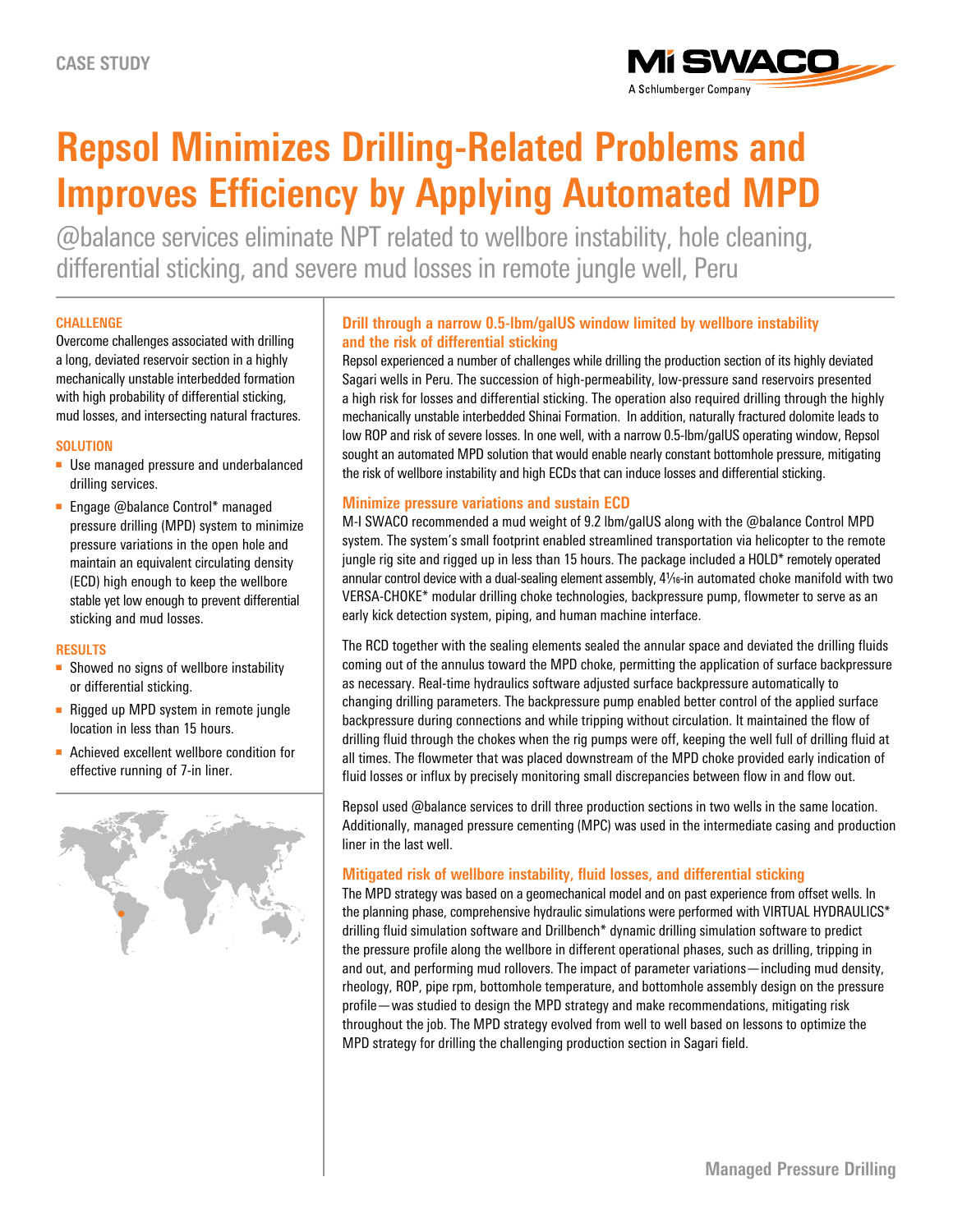CASE STUDY

# Repsol Minimizes Drilling-Related Problems and Improves Efficiency by Applying Automated MPD

@balance services eliminate NPT related to wellbore instability, hole cleaning, differential sticking, and severe mud losses in remote jungle well, Peru

### CHALLENGE

Overcome challenges associated with drilling a long, deviated reservoir section in a highly mechanically unstable interbedded formation with high probability of differential sticking, mud losses, and intersecting natural fractures.

### SOLUTION

- Use managed pressure and underbalanced drilling services.
- Engage @balance Control* managed pressure drilling (MPD) system to minimize pressure variations in the open hole and maintain an equivalent circulating density (ECD) high enough to keep the wellbore stable yet low enough to prevent differential sticking and mud losses.

### RESULTS

- Showed no signs of wellbore instability or differential sticking.
- Rigged up MPD system in remote jungle location in less than 15 hours.
- Achieved excellent wellbore condition for effective running of 7-in liner.

### Drill through a narrow 0.5-lbm/galUS window limited by wellbore instability and the risk of differential sticking

Repsol experienced a number of challenges while drilling the production section of its highly deviated Sagari wells in Peru. The succession of high-permeability, low-pressure sand reservoirs presented a high risk for losses and differential sticking. The operation also required drilling through the highly mechanically unstable interbedded Shinai Formation. In addition, naturally fractured dolomite leads to low ROP and risk of severe losses. In one well, with a narrow 0.5-lbm/galUS operating window, Repsol sought an automated MPD solution that would enable nearly constant bottomhole pressure, mitigating the risk of wellbore instability and high ECDs that can induce losses and differential sticking.

### Minimize pressure variations and sustain ECD

M-I SWACO recommended a mud weight of 9.2 lbm/galUS along with the @balance Control MPD system. The system's small footprint enabled streamlined transportation via helicopter to the remote jungle rig site and rigged up in less than 15 hours. The package included a HOLD* remotely operated annular control device with a dual-sealing element assembly, 4$\frac{1}{16}$-in automated choke manifold with two VERSA-CHOKE* modular drilling choke technologies, backpressure pump, flowmeter to serve as an early kick detection system, piping, and human machine interface.

The RCD together with the sealing elements sealed the annular space and deviated the drilling fluids coming out of the annulus toward the MPD choke, permitting the application of surface backpressure as necessary. Real-time hydraulics software adjusted surface backpressure automatically to changing drilling parameters. The backpressure pump enabled better control of the applied surface backpressure during connections and while tripping without circulation. It maintained the flow of drilling fluid through the chokes when the rig pumps were off, keeping the well full of drilling fluid at all times. The flowmeter that was placed downstream of the MPD choke provided early indication of fluid losses or influx by precisely monitoring small discrepancies between flow in and flow out.

Repsol used @balance services to drill three production sections in two wells in the same location. Additionally, managed pressure cementing (MPC) was used in the intermediate casing and production liner in the last well.

### Mitigated risk of wellbore instability, fluid losses, and differential sticking

The MPD strategy was based on a geomechanical model and on past experience from offset wells. In the planning phase, comprehensive hydraulic simulations were performed with VIRTUAL HYDRAULICS* drilling fluid simulation software and Drillbench* dynamic drilling simulation software to predict the pressure profile along the wellbore in different operational phases, such as drilling, tripping in and out, and performing mud rollovers. The impact of parameter variations—including mud density, rheology, ROP, pipe rpm, bottomhole temperature, and bottomhole assembly design on the pressure profile—was studied to design the MPD strategy and make recommendations, mitigating risk throughout the job. The MPD strategy evolved from well to well based on lessons to optimize the MPD strategy for drilling the challenging production section in Sagari field.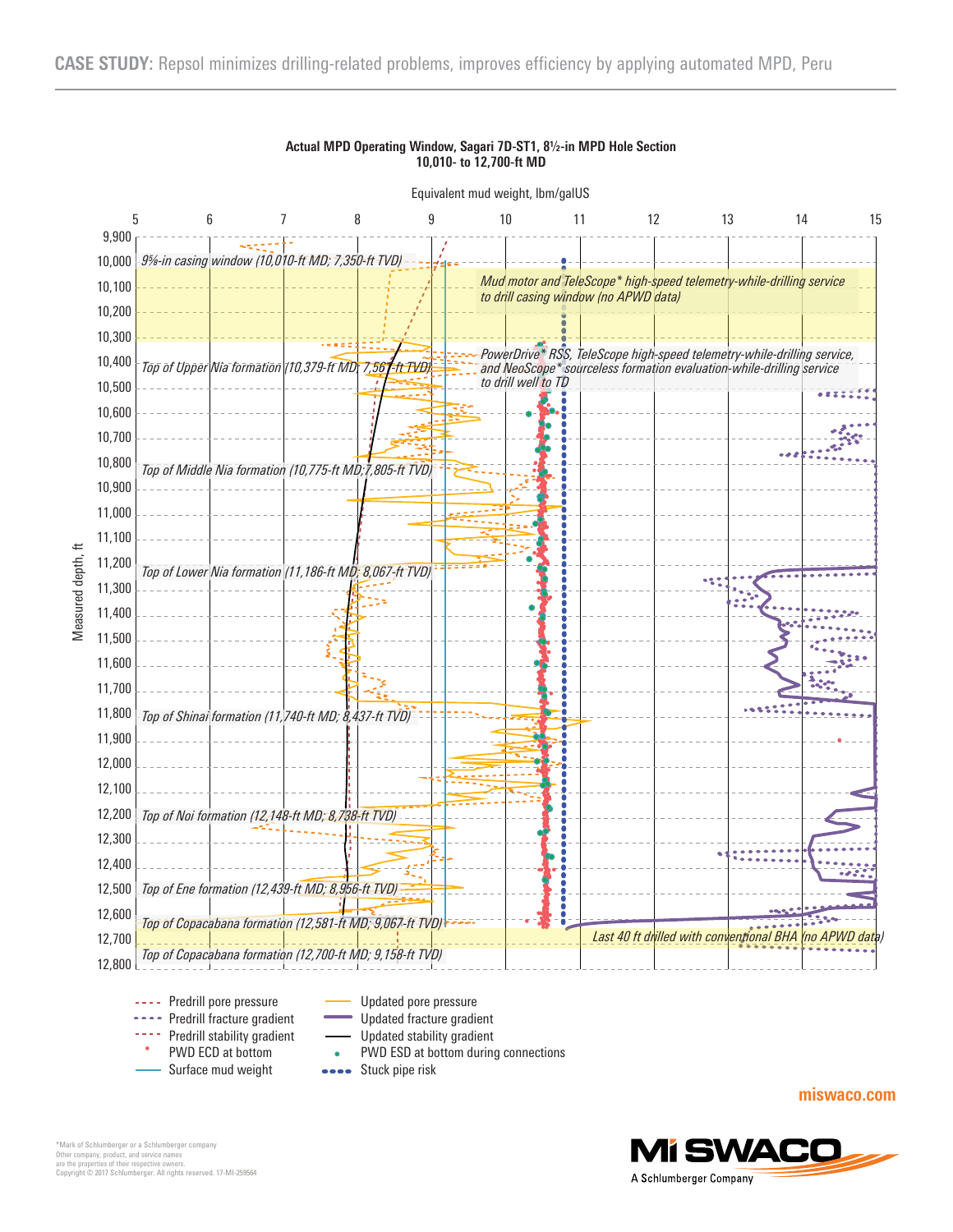**CASE STUDY:** Repsol minimizes drilling-related problems, improves efficiency by applying automated MPD, Peru

**Actual MPD Operating Window, Sagari 7D-ST1, 8½-in MPD Hole Section**
**10,010- to 12,700-ft MD**

Equivalent mud weight, lbm/galUS

5 6 7 8 9 10 11 12 13 14 15

Measured depth, ft

9,900
10,000
10,100
10,200
10,300
10,400
10,500
10,600
10,700
10,800
10,900
11,000
11,100
11,200
11,300
11,400
11,500
11,600
11,700
11,800
11,900
12,000
12,100
12,200
12,300
12,400
12,500
12,600
12,700
12,800

*9⅝-in casing window (10,010-ft MD; 7,350-ft TVD)*

*Mud motor and TeleScope\* high-speed telemetry-while-drilling service to drill casing window (no APWD data)*

*PowerDrive\* RSS, TeleScope high-speed telemetry-while-drilling service, and NeoScope\* sourceless formation evaluation-while-drilling service to drill well to TD*

*Top of Upper Nia formation (10,379-ft MD; 7,567-ft TVD)*

*Top of Middle Nia formation (10,775-ft MD;7,805-ft TVD)*

*Top of Lower Nia formation (11,186-ft MD; 8,067-ft TVD)*

*Top of Shinai formation (11,740-ft MD; 8,437-ft TVD)*

*Top of Noi formation (12,148-ft MD; 8,738-ft TVD)*

*Top of Ene formation (12,439-ft MD; 8,956-ft TVD)*

*Top of Copacabana formation (12,581-ft MD; 9,067-ft TVD)*

*Last 40 ft drilled with conventional BHA (no APWD data)*

*Top of Copacabana formation (12,700-ft MD; 9,158-ft TVD)*

Predrill pore pressure
Predrill fracture gradient
Predrill stability gradient
PWD ECD at bottom
Surface mud weight
Updated pore pressure
Updated fracture gradient
Updated stability gradient
PWD ESD at bottom during connections
Stuck pipe risk

miswaco.com

\*Mark of Schlumberger or a Schlumberger company
Other company, product, and service names
are the properties of their respective owners.
Copyright © 2017 Schlumberger. All rights reserved. 17-MI-259564

MI SWACO
A Schlumberger Company